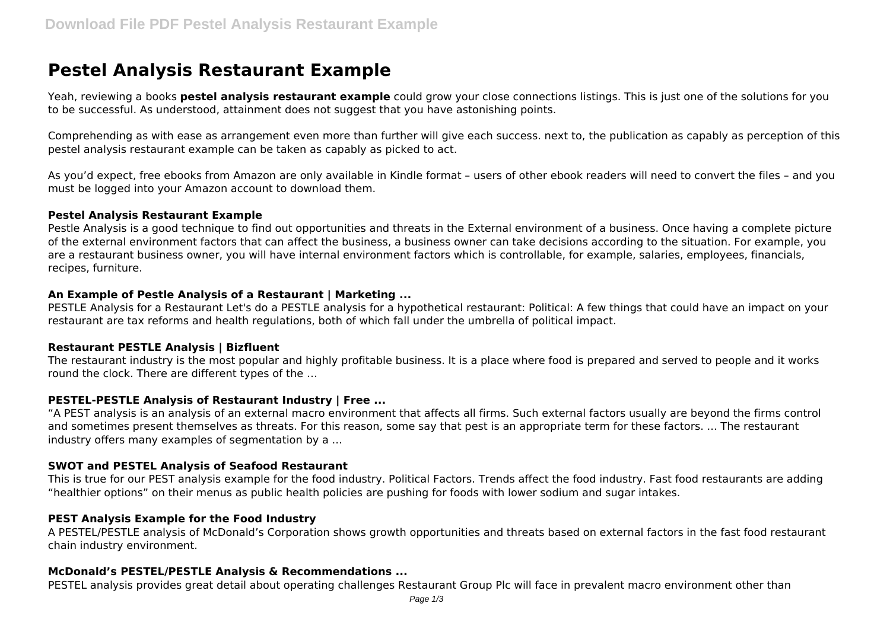# Pestel Analysis Restaurant Example

Yeah, reviewing a books **pestel analysis restaurant example** could grow your close connections listings. This is just one of the solutions for you to be successful. As understood, attainment does not suggest that you have astonishing points.

Comprehending as with ease as arrangement even more than further will give each success. next to, the publication as capably as perception of this pestel analysis restaurant example can be taken as capably as picked to act.

As you'd expect, free ebooks from Amazon are only available in Kindle format – users of other ebook readers will need to convert the files – and you must be logged into your Amazon account to download them.

### Pestel Analysis Restaurant Example

Pestle Analysis is a good technique to find out opportunities and threats in the External environment of a business. Once having a complete picture of the external environment factors that can affect the business, a business owner can take decisions according to the situation. For example, you are a restaurant business owner, you will have internal environment factors which is controllable, for example, salaries, employees, financials, recipes, furniture.

### An Example of Pestle Analysis of a Restaurant | Marketing ...

PESTLE Analysis for a Restaurant Let's do a PESTLE analysis for a hypothetical restaurant: Political: A few things that could have an impact on your restaurant are tax reforms and health regulations, both of which fall under the umbrella of political impact.

### Restaurant PESTLE Analysis | Bizfluent

The restaurant industry is the most popular and highly profitable business. It is a place where food is prepared and served to people and it works round the clock. There are different types of the ...

### PESTEL-PESTLE Analysis of Restaurant Industry | Free ...

"A PEST analysis is an analysis of an external macro environment that affects all firms. Such external factors usually are beyond the firms control and sometimes present themselves as threats. For this reason, some say that pest is an appropriate term for these factors. ... The restaurant industry offers many examples of segmentation by a ...

### SWOT and PESTEL Analysis of Seafood Restaurant

This is true for our PEST analysis example for the food industry. Political Factors. Trends affect the food industry. Fast food restaurants are adding "healthier options" on their menus as public health policies are pushing for foods with lower sodium and sugar intakes.

### PEST Analysis Example for the Food Industry

A PESTEL/PESTLE analysis of McDonald's Corporation shows growth opportunities and threats based on external factors in the fast food restaurant chain industry environment.

### McDonald's PESTEL/PESTLE Analysis & Recommendations ...

PESTEL analysis provides great detail about operating challenges Restaurant Group Plc will face in prevalent macro environment other than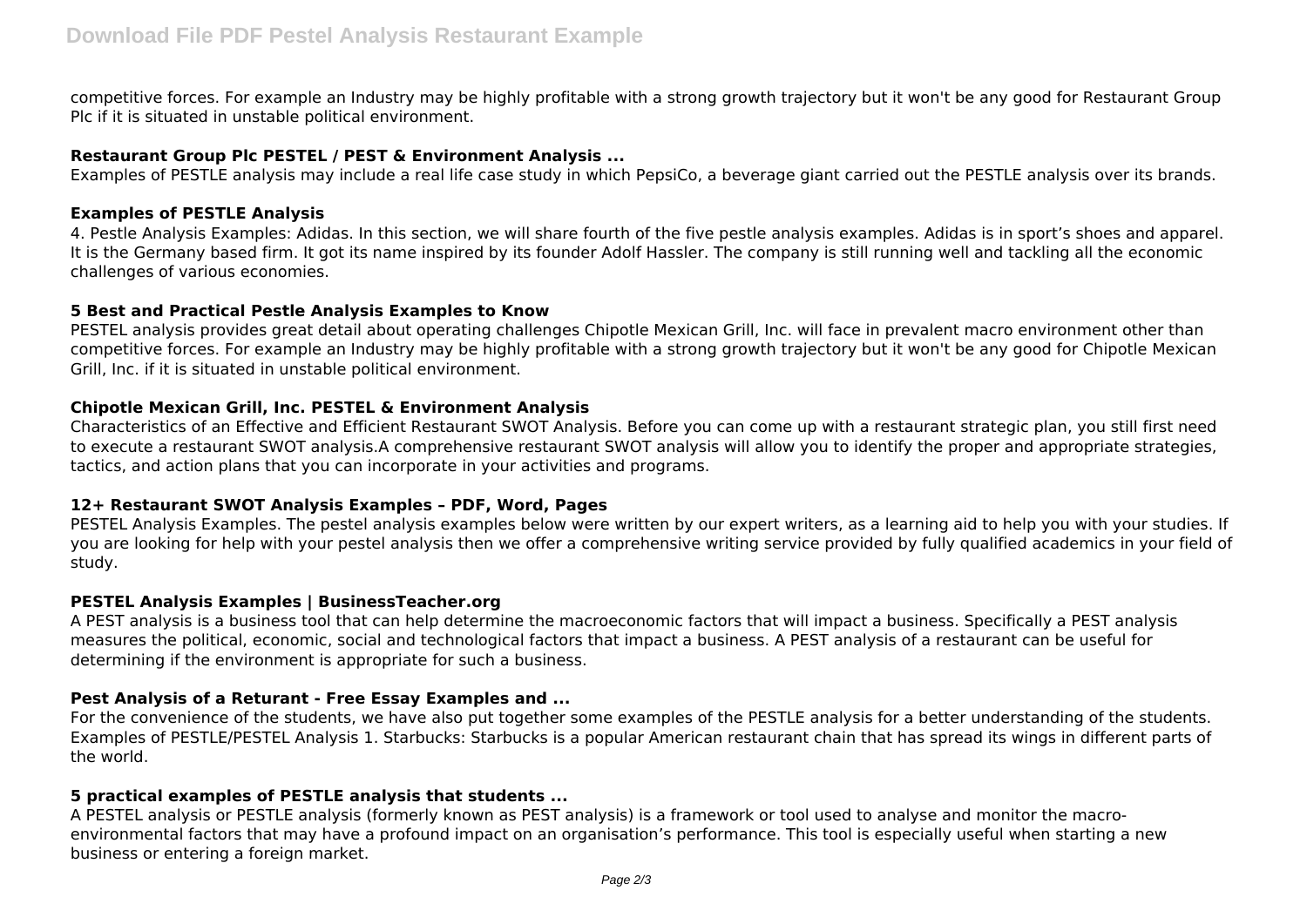competitive forces. For example an Industry may be highly profitable with a strong growth trajectory but it won't be any good for Restaurant Group Plc if it is situated in unstable political environment.

**Restaurant Group Plc PESTEL / PEST & Environment Analysis ...**

Examples of PESTLE analysis may include a real life case study in which PepsiCo, a beverage giant carried out the PESTLE analysis over its brands.

**Examples of PESTLE Analysis**

4. Pestle Analysis Examples: Adidas. In this section, we will share fourth of the five pestle analysis examples. Adidas is in sport's shoes and apparel. It is the Germany based firm. It got its name inspired by its founder Adolf Hassler. The company is still running well and tackling all the economic challenges of various economies.

**5 Best and Practical Pestle Analysis Examples to Know**

PESTEL analysis provides great detail about operating challenges Chipotle Mexican Grill, Inc. will face in prevalent macro environment other than competitive forces. For example an Industry may be highly profitable with a strong growth trajectory but it won't be any good for Chipotle Mexican Grill, Inc. if it is situated in unstable political environment.

**Chipotle Mexican Grill, Inc. PESTEL & Environment Analysis**

Characteristics of an Effective and Efficient Restaurant SWOT Analysis. Before you can come up with a restaurant strategic plan, you still first need to execute a restaurant SWOT analysis.A comprehensive restaurant SWOT analysis will allow you to identify the proper and appropriate strategies, tactics, and action plans that you can incorporate in your activities and programs.

**12+ Restaurant SWOT Analysis Examples – PDF, Word, Pages**

PESTEL Analysis Examples. The pestel analysis examples below were written by our expert writers, as a learning aid to help you with your studies. If you are looking for help with your pestel analysis then we offer a comprehensive writing service provided by fully qualified academics in your field of study.

**PESTEL Analysis Examples | BusinessTeacher.org**

A PEST analysis is a business tool that can help determine the macroeconomic factors that will impact a business. Specifically a PEST analysis measures the political, economic, social and technological factors that impact a business. A PEST analysis of a restaurant can be useful for determining if the environment is appropriate for such a business.

**Pest Analysis of a Returant - Free Essay Examples and ...**

For the convenience of the students, we have also put together some examples of the PESTLE analysis for a better understanding of the students. Examples of PESTLE/PESTEL Analysis 1. Starbucks: Starbucks is a popular American restaurant chain that has spread its wings in different parts of the world.

**5 practical examples of PESTLE analysis that students ...**

A PESTEL analysis or PESTLE analysis (formerly known as PEST analysis) is a framework or tool used to analyse and monitor the macro-environmental factors that may have a profound impact on an organisation's performance. This tool is especially useful when starting a new business or entering a foreign market.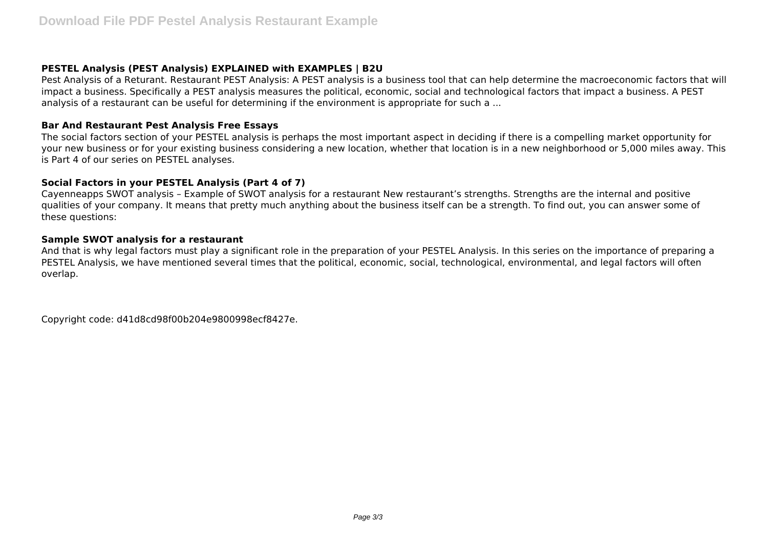**PESTEL Analysis (PEST Analysis) EXPLAINED with EXAMPLES | B2U**

Pest Analysis of a Returant. Restaurant PEST Analysis: A PEST analysis is a business tool that can help determine the macroeconomic factors that will impact a business. Specifically a PEST analysis measures the political, economic, social and technological factors that impact a business. A PEST analysis of a restaurant can be useful for determining if the environment is appropriate for such a ...

**Bar And Restaurant Pest Analysis Free Essays**

The social factors section of your PESTEL analysis is perhaps the most important aspect in deciding if there is a compelling market opportunity for your new business or for your existing business considering a new location, whether that location is in a new neighborhood or 5,000 miles away. This is Part 4 of our series on PESTEL analyses.

**Social Factors in your PESTEL Analysis (Part 4 of 7)**

Cayenneapps SWOT analysis – Example of SWOT analysis for a restaurant New restaurant's strengths. Strengths are the internal and positive qualities of your company. It means that pretty much anything about the business itself can be a strength. To find out, you can answer some of these questions:

**Sample SWOT analysis for a restaurant**

And that is why legal factors must play a significant role in the preparation of your PESTEL Analysis. In this series on the importance of preparing a PESTEL Analysis, we have mentioned several times that the political, economic, social, technological, environmental, and legal factors will often overlap.

Copyright code: d41d8cd98f00b204e9800998ecf8427e.